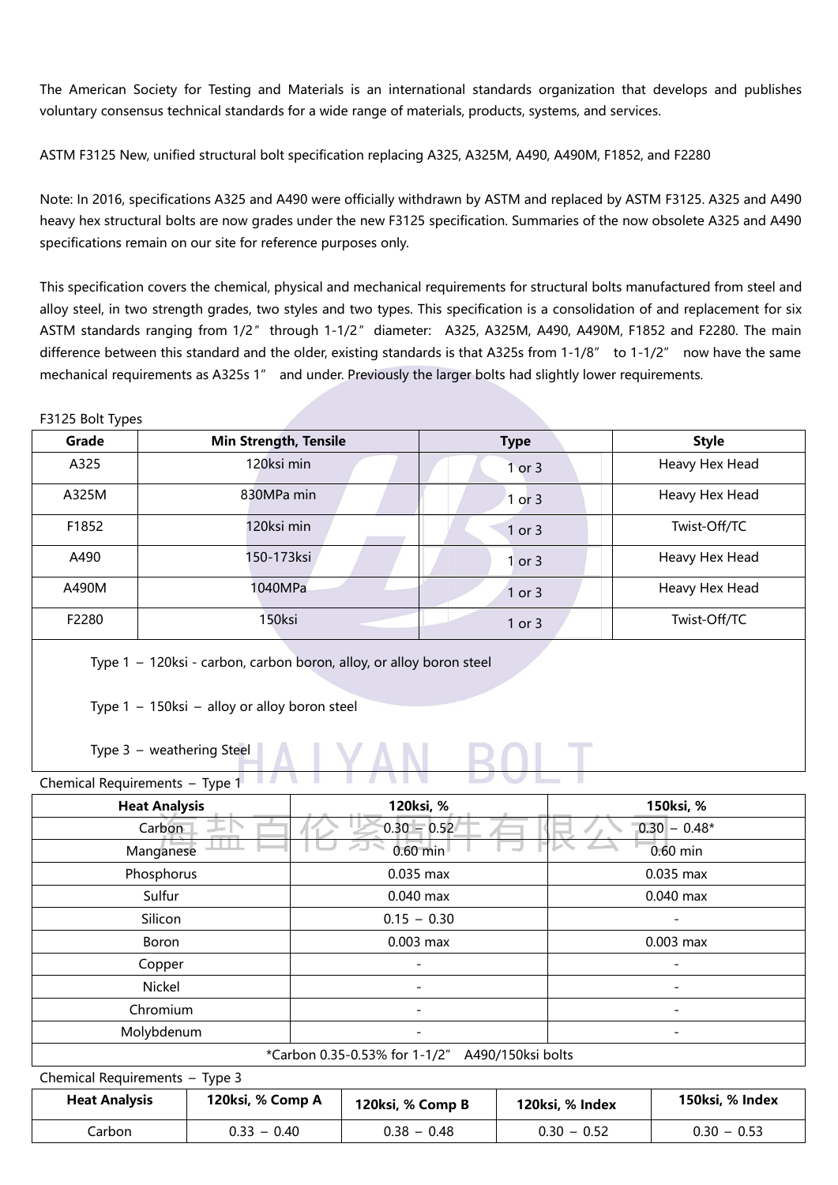The American Society for Testing and Materials is an international standards organization that develops and publishes voluntary consensus technical standards for a wide range of materials, products, systems, and services.

ASTM F3125 New, unified structural bolt specification replacing A325, A325M, A490, A490M, F1852, and F2280

Note: In 2016, specifications A325 and A490 were officially withdrawn by ASTM and replaced by ASTM F3125. A325 and A490 heavy hex structural bolts are now grades under the new F3125 specification. Summaries of the now obsolete A325 and A490 specifications remain on our site for reference purposes only.

This specification covers the chemical, physical and mechanical requirements for structural bolts manufactured from steel and alloy steel, in two strength grades, two styles and two types. This specification is a consolidation of and replacement for six ASTM standards ranging from 1/2" through 1-1/2" diameter: A325, A325M, A490, A490M, F1852 and F2280. The main difference between this standard and the older, existing standards is that A325s from 1-1/8" to 1-1/2" now have the same mechanical requirements as A325s 1" and under. Previously the larger bolts had slightly lower requirements.

F3125 Bolt Types

| Grade | Min Strength, Tensile | Type | Style |
|---|---|---|---|
| A325 | 120ksi min | 1 or 3 | Heavy Hex Head |
| A325M | 830MPa min | 1 or 3 | Heavy Hex Head |
| F1852 | 120ksi min | 1 or 3 | Twist-Off/TC |
| A490 | 150-173ksi | 1 or 3 | Heavy Hex Head |
| A490M | 1040MPa | 1 or 3 | Heavy Hex Head |
| F2280 | 150ksi | 1 or 3 | Twist-Off/TC |

Type 1 – 120ksi - carbon, carbon boron, alloy, or alloy boron steel

Type 1 – 150ksi – alloy or alloy boron steel

Type 3 – weathering Steel

Chemical Requirements – Type 1

| Heat Analysis | 120ksi, % | 150ksi, % |
|---|---|---|
| Carbon | 0.30 – 0.52 | 0.30 – 0.48* |
| Manganese | 0.60 min | 0.60 min |
| Phosphorus | 0.035 max | 0.035 max |
| Sulfur | 0.040 max | 0.040 max |
| Silicon | 0.15 – 0.30 | - |
| Boron | 0.003 max | 0.003 max |
| Copper | - | - |
| Nickel | - | - |
| Chromium | - | - |
| Molybdenum | - | - |

*Carbon 0.35-0.53% for 1-1/2" A490/150ksi bolts

Chemical Requirements – Type 3

| Heat Analysis | 120ksi, % Comp A | 120ksi, % Comp B | 120ksi, % Index | 150ksi, % Index |
|---|---|---|---|---|
| Carbon | 0.33 – 0.40 | 0.38 – 0.48 | 0.30 – 0.52 | 0.30 – 0.53 |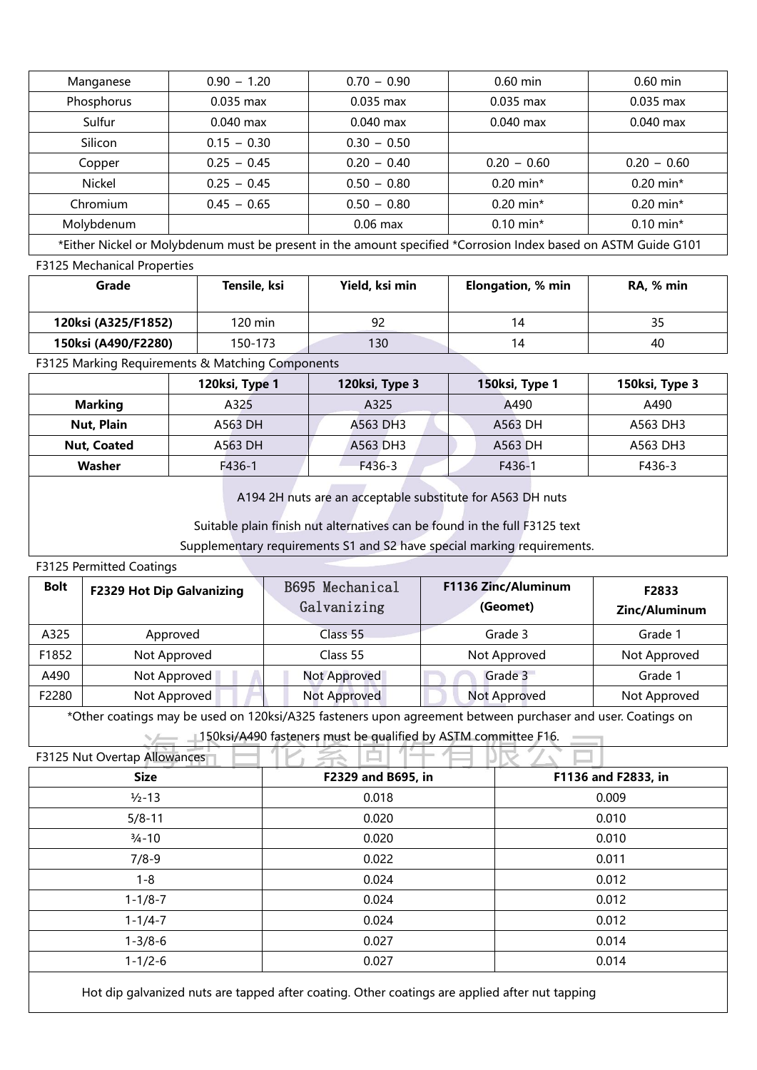| | | | | |
|---|---|---|---|---|
| Manganese | 0.90 – 1.20 | 0.70 – 0.90 | 0.60 min | 0.60 min |
| Phosphorus | 0.035 max | 0.035 max | 0.035 max | 0.035 max |
| Sulfur | 0.040 max | 0.040 max | 0.040 max | 0.040 max |
| Silicon | 0.15 – 0.30 | 0.30 – 0.50 | | |
| Copper | 0.25 – 0.45 | 0.20 – 0.40 | 0.20 – 0.60 | 0.20 – 0.60 |
| Nickel | 0.25 – 0.45 | 0.50 – 0.80 | 0.20 min* | 0.20 min* |
| Chromium | 0.45 – 0.65 | 0.50 – 0.80 | 0.20 min* | 0.20 min* |
| Molybdenum | | 0.06 max | 0.10 min* | 0.10 min* |

*Either Nickel or Molybdenum must be present in the amount specified *Corrosion Index based on ASTM Guide G101

F3125 Mechanical Properties

| Grade | Tensile, ksi | Yield, ksi min | Elongation, % min | RA, % min |
|---|---|---|---|---|
| **120ksi (A325/F1852)** | 120 min | 92 | 14 | 35 |
| **150ksi (A490/F2280)** | 150-173 | 130 | 14 | 40 |

F3125 Marking Requirements & Matching Components

| | 120ksi, Type 1 | 120ksi, Type 3 | 150ksi, Type 1 | 150ksi, Type 3 |
|---|---|---|---|---|
| **Marking** | A325 | A325 | A490 | A490 |
| **Nut, Plain** | A563 DH | A563 DH3 | A563 DH | A563 DH3 |
| **Nut, Coated** | A563 DH | A563 DH3 | A563 DH | A563 DH3 |
| **Washer** | F436-1 | F436-3 | F436-1 | F436-3 |

A194 2H nuts are an acceptable substitute for A563 DH nuts

Suitable plain finish nut alternatives can be found in the full F3125 text

Supplementary requirements S1 and S2 have special marking requirements.

F3125 Permitted Coatings

| Bolt | F2329 Hot Dip Galvanizing | B695 Mechanical Galvanizing | F1136 Zinc/Aluminum (Geomet) | F2833 Zinc/Aluminum |
|---|---|---|---|---|
| A325 | Approved | Class 55 | Grade 3 | Grade 1 |
| F1852 | Not Approved | Class 55 | Not Approved | Not Approved |
| A490 | Not Approved | Not Approved | Grade 3 | Grade 1 |
| F2280 | Not Approved | Not Approved | Not Approved | Not Approved |

*Other coatings may be used on 120ksi/A325 fasteners upon agreement between purchaser and user. Coatings on 150ksi/A490 fasteners must be qualified by ASTM committee F16.

F3125 Nut Overtap Allowances

| Size | F2329 and B695, in | F1136 and F2833, in |
|---|---|---|
| ½-13 | 0.018 | 0.009 |
| 5/8-11 | 0.020 | 0.010 |
| ¾-10 | 0.020 | 0.010 |
| 7/8-9 | 0.022 | 0.011 |
| 1-8 | 0.024 | 0.012 |
| 1-1/8-7 | 0.024 | 0.012 |
| 1-1/4-7 | 0.024 | 0.012 |
| 1-3/8-6 | 0.027 | 0.014 |
| 1-1/2-6 | 0.027 | 0.014 |

Hot dip galvanized nuts are tapped after coating. Other coatings are applied after nut tapping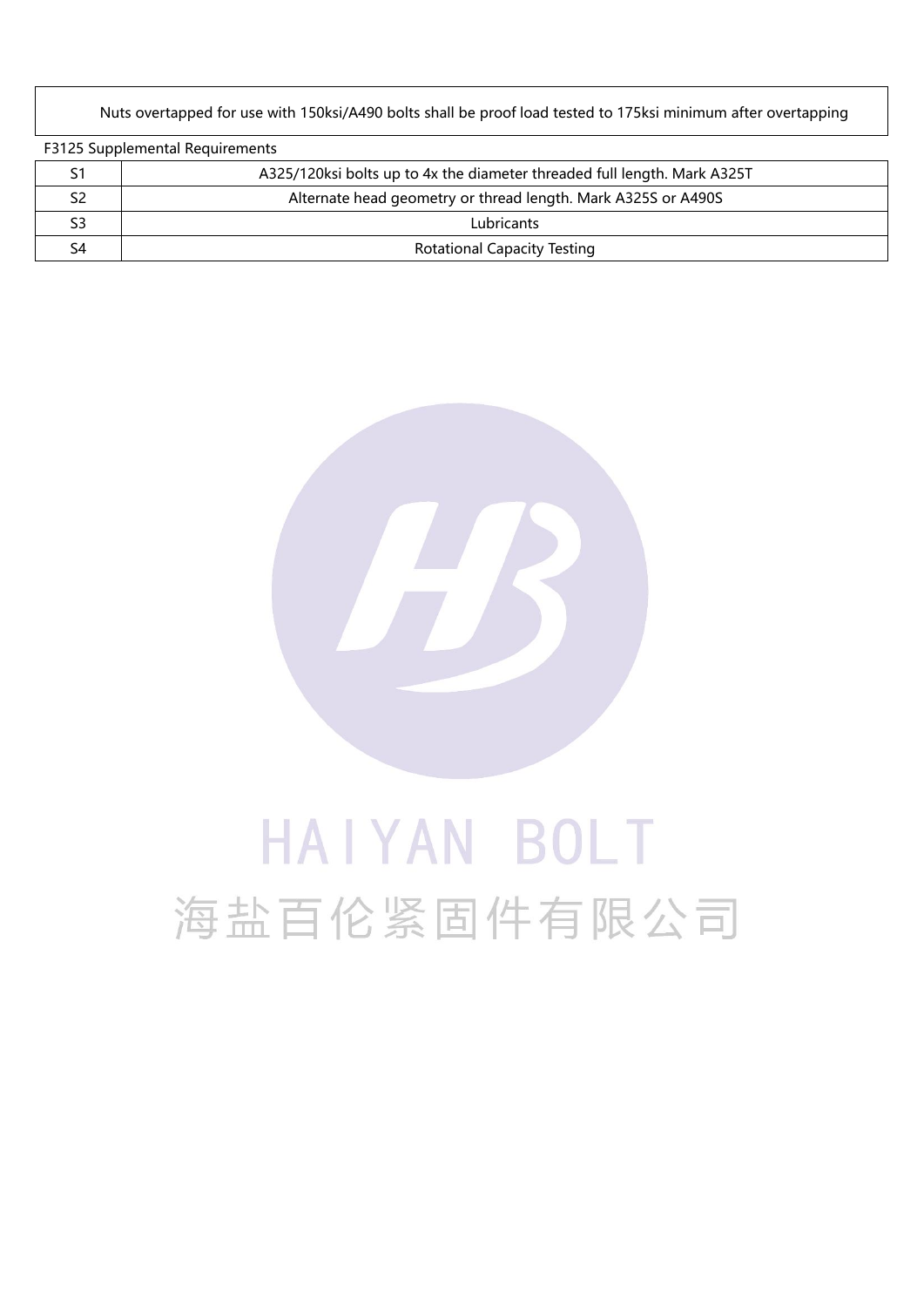| |
|---|
| Nuts overtapped for use with 150ksi/A490 bolts shall be proof load tested to 175ksi minimum after overtapping |

F3125 Supplemental Requirements

| | |
|---|---|
| S1 | A325/120ksi bolts up to 4x the diameter threaded full length. Mark A325T |
| S2 | Alternate head geometry or thread length. Mark A325S or A490S |
| S3 | Lubricants |
| S4 | Rotational Capacity Testing |